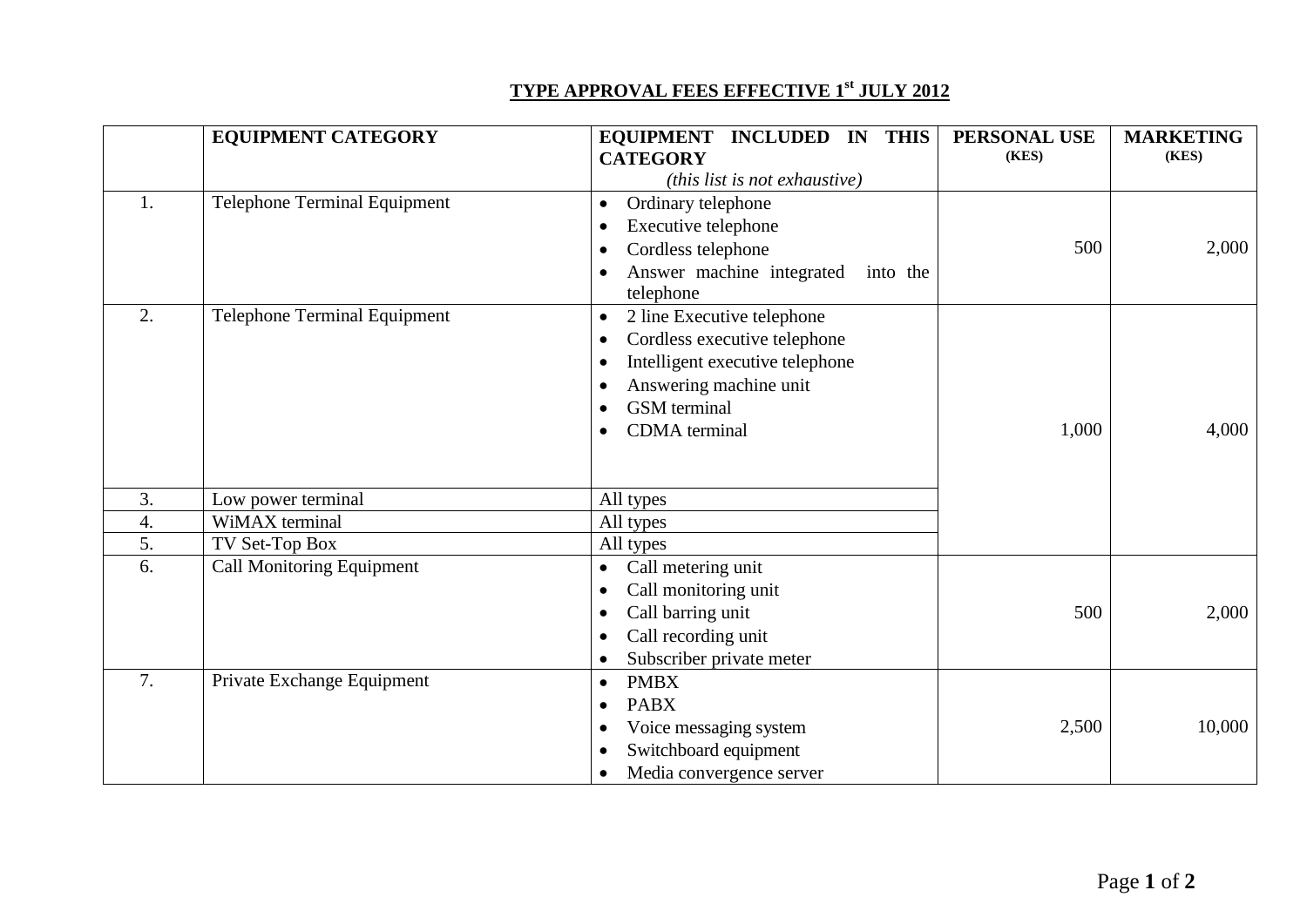# TYPE APPROVAL FEES EFFECTIVE 1st JULY 2012

| | EQUIPMENT CATEGORY | EQUIPMENT INCLUDED IN THIS CATEGORY *(this list is not exhaustive)* | PERSONAL USE (KES) | MARKETING (KES) |
|---|---|---|---|---|
| 1. | Telephone Terminal Equipment | • Ordinary telephone<br>• Executive telephone<br>• Cordless telephone<br>• Answer machine integrated into the telephone | 500 | 2,000 |
| 2. | Telephone Terminal Equipment | • 2 line Executive telephone<br>• Cordless executive telephone<br>• Intelligent executive telephone<br>• Answering machine unit<br>• GSM terminal<br>• CDMA terminal | 1,000 | 4,000 |
| 3. | Low power terminal | All types | | |
| 4. | WiMAX terminal | All types | | |
| 5. | TV Set-Top Box | All types | | |
| 6. | Call Monitoring Equipment | • Call metering unit<br>• Call monitoring unit<br>• Call barring unit<br>• Call recording unit<br>• Subscriber private meter | 500 | 2,000 |
| 7. | Private Exchange Equipment | • PMBX<br>• PABX<br>• Voice messaging system<br>• Switchboard equipment<br>• Media convergence server | 2,500 | 10,000 |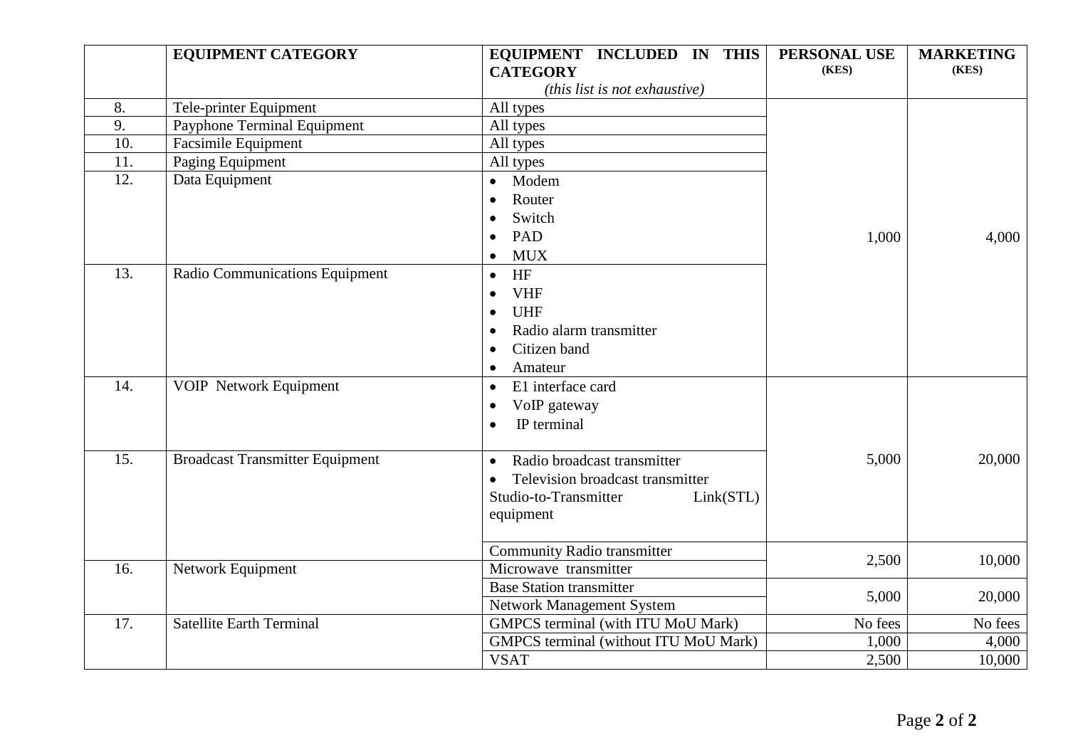| | EQUIPMENT CATEGORY | EQUIPMENT INCLUDED IN THIS CATEGORY *(this list is not exhaustive)* | PERSONAL USE (KES) | MARKETING (KES) |
|---|---|---|---|---|
| 8. | Tele-printer Equipment | All types | 1,000 | 4,000 |
| 9. | Payphone Terminal Equipment | All types | | |
| 10. | Facsimile Equipment | All types | | |
| 11. | Paging Equipment | All types | | |
| 12. | Data Equipment | • Modem<br>• Router<br>• Switch<br>• PAD<br>• MUX | | |
| 13. | Radio Communications Equipment | • HF<br>• VHF<br>• UHF<br>• Radio alarm transmitter<br>• Citizen band<br>• Amateur | | |
| 14. | VOIP Network Equipment | • E1 interface card<br>• VoIP gateway<br>• IP terminal | 5,000 | 20,000 |
| 15. | Broadcast Transmitter Equipment | • Radio broadcast transmitter<br>• Television broadcast transmitter<br>Studio-to-Transmitter Link(STL) equipment | | |
| | | Community Radio transmitter | 2,500 | 10,000 |
| 16. | Network Equipment | Microwave transmitter | | |
| | | Base Station transmitter | 5,000 | 20,000 |
| | | Network Management System | | |
| 17. | Satellite Earth Terminal | GMPCS terminal (with ITU MoU Mark) | No fees | No fees |
| | | GMPCS terminal (without ITU MoU Mark) | 1,000 | 4,000 |
| | | VSAT | 2,500 | 10,000 |